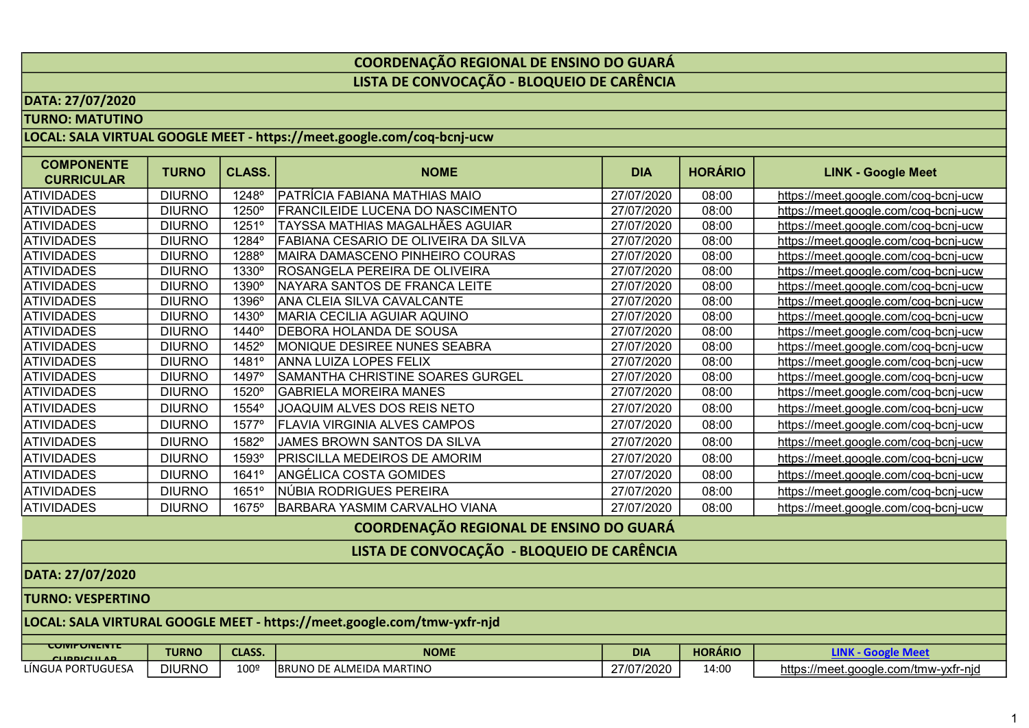## COORDENAÇÃO REGIONAL DE ENSINO DO GUARÁ

## LISTA DE CONVOCAÇÃO - BLOQUEIO DE CARÊNCIA

**DATA: 27/07/2020**

**TURNO: MATUTINO**

**LOCAL: SALA VIRTUAL GOOGLE MEET - https://meet.google.com/coq-bcnj-ucw**

| COMPONENTE CURRICULAR | TURNO | CLASS. | NOME | DIA | HORÁRIO | LINK - Google Meet |
|---|---|---|---|---|---|---|
| ATIVIDADES | DIURNO | 1248º | PATRÍCIA FABIANA MATHIAS MAIO | 27/07/2020 | 08:00 | https://meet.google.com/coq-bcnj-ucw |
| ATIVIDADES | DIURNO | 1250º | FRANCILEIDE LUCENA DO NASCIMENTO | 27/07/2020 | 08:00 | https://meet.google.com/coq-bcnj-ucw |
| ATIVIDADES | DIURNO | 1251º | TAYSSA MATHIAS MAGALHÃES AGUIAR | 27/07/2020 | 08:00 | https://meet.google.com/coq-bcnj-ucw |
| ATIVIDADES | DIURNO | 1284º | FABIANA CESARIO DE OLIVEIRA DA SILVA | 27/07/2020 | 08:00 | https://meet.google.com/coq-bcnj-ucw |
| ATIVIDADES | DIURNO | 1288º | MAIRA DAMASCENO PINHEIRO COURAS | 27/07/2020 | 08:00 | https://meet.google.com/coq-bcnj-ucw |
| ATIVIDADES | DIURNO | 1330º | ROSANGELA PEREIRA DE OLIVEIRA | 27/07/2020 | 08:00 | https://meet.google.com/coq-bcnj-ucw |
| ATIVIDADES | DIURNO | 1390º | NAYARA SANTOS DE FRANCA LEITE | 27/07/2020 | 08:00 | https://meet.google.com/coq-bcnj-ucw |
| ATIVIDADES | DIURNO | 1396º | ANA CLEIA SILVA CAVALCANTE | 27/07/2020 | 08:00 | https://meet.google.com/coq-bcnj-ucw |
| ATIVIDADES | DIURNO | 1430º | MARIA CECILIA AGUIAR AQUINO | 27/07/2020 | 08:00 | https://meet.google.com/coq-bcnj-ucw |
| ATIVIDADES | DIURNO | 1440º | DEBORA HOLANDA DE SOUSA | 27/07/2020 | 08:00 | https://meet.google.com/coq-bcnj-ucw |
| ATIVIDADES | DIURNO | 1452º | MONIQUE DESIREE NUNES SEABRA | 27/07/2020 | 08:00 | https://meet.google.com/coq-bcnj-ucw |
| ATIVIDADES | DIURNO | 1481º | ANNA LUIZA LOPES FELIX | 27/07/2020 | 08:00 | https://meet.google.com/coq-bcnj-ucw |
| ATIVIDADES | DIURNO | 1497º | SAMANTHA CHRISTINE SOARES GURGEL | 27/07/2020 | 08:00 | https://meet.google.com/coq-bcnj-ucw |
| ATIVIDADES | DIURNO | 1520º | GABRIELA MOREIRA MANES | 27/07/2020 | 08:00 | https://meet.google.com/coq-bcnj-ucw |
| ATIVIDADES | DIURNO | 1554º | JOAQUIM ALVES DOS REIS NETO | 27/07/2020 | 08:00 | https://meet.google.com/coq-bcnj-ucw |
| ATIVIDADES | DIURNO | 1577º | FLAVIA VIRGINIA ALVES CAMPOS | 27/07/2020 | 08:00 | https://meet.google.com/coq-bcnj-ucw |
| ATIVIDADES | DIURNO | 1582º | JAMES BROWN SANTOS DA SILVA | 27/07/2020 | 08:00 | https://meet.google.com/coq-bcnj-ucw |
| ATIVIDADES | DIURNO | 1593º | PRISCILLA MEDEIROS DE AMORIM | 27/07/2020 | 08:00 | https://meet.google.com/coq-bcnj-ucw |
| ATIVIDADES | DIURNO | 1641º | ANGÉLICA COSTA GOMIDES | 27/07/2020 | 08:00 | https://meet.google.com/coq-bcnj-ucw |
| ATIVIDADES | DIURNO | 1651º | NÚBIA RODRIGUES PEREIRA | 27/07/2020 | 08:00 | https://meet.google.com/coq-bcnj-ucw |
| ATIVIDADES | DIURNO | 1675º | BARBARA YASMIM CARVALHO VIANA | 27/07/2020 | 08:00 | https://meet.google.com/coq-bcnj-ucw |

## COORDENAÇÃO REGIONAL DE ENSINO DO GUARÁ

## LISTA DE CONVOCAÇÃO - BLOQUEIO DE CARÊNCIA

**DATA: 27/07/2020**

**TURNO: VESPERTINO**

**LOCAL: SALA VIRTUAL GOOGLE MEET - https://meet.google.com/tmw-yxfr-njd**

| COMPONENTE CURRICULAR | TURNO | CLASS. | NOME | DIA | HORÁRIO | LINK - Google Meet |
|---|---|---|---|---|---|---|
| LÍNGUA PORTUGUESA | DIURNO | 100º | BRUNO DE ALMEIDA MARTINO | 27/07/2020 | 14:00 | https://meet.google.com/tmw-yxfr-njd |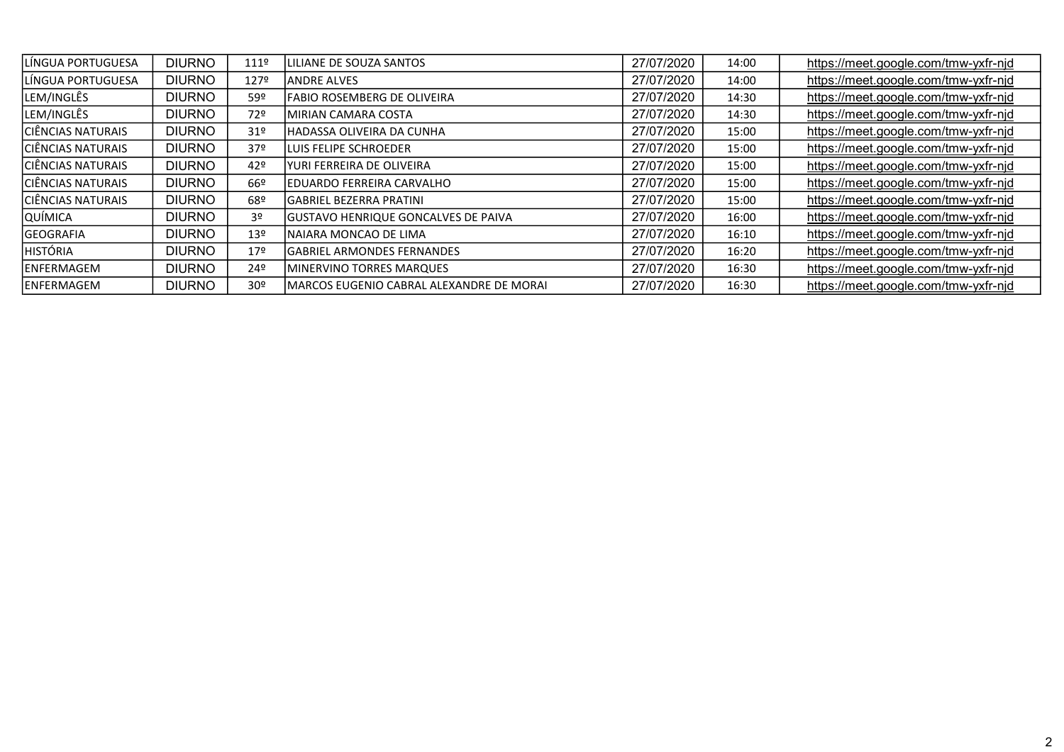| | | | | | | |
|---|---|---|---|---|---|---|
| LÍNGUA PORTUGUESA | DIURNO | 111º | LILIANE DE SOUZA SANTOS | 27/07/2020 | 14:00 | https://meet.google.com/tmw-yxfr-njd |
| LÍNGUA PORTUGUESA | DIURNO | 127º | ANDRE ALVES | 27/07/2020 | 14:00 | https://meet.google.com/tmw-yxfr-njd |
| LEM/INGLÊS | DIURNO | 59º | FABIO ROSEMBERG DE OLIVEIRA | 27/07/2020 | 14:30 | https://meet.google.com/tmw-yxfr-njd |
| LEM/INGLÊS | DIURNO | 72º | MIRIAN CAMARA COSTA | 27/07/2020 | 14:30 | https://meet.google.com/tmw-yxfr-njd |
| CIÊNCIAS NATURAIS | DIURNO | 31º | HADASSA OLIVEIRA DA CUNHA | 27/07/2020 | 15:00 | https://meet.google.com/tmw-yxfr-njd |
| CIÊNCIAS NATURAIS | DIURNO | 37º | LUIS FELIPE SCHROEDER | 27/07/2020 | 15:00 | https://meet.google.com/tmw-yxfr-njd |
| CIÊNCIAS NATURAIS | DIURNO | 42º | YURI FERREIRA DE OLIVEIRA | 27/07/2020 | 15:00 | https://meet.google.com/tmw-yxfr-njd |
| CIÊNCIAS NATURAIS | DIURNO | 66º | EDUARDO FERREIRA CARVALHO | 27/07/2020 | 15:00 | https://meet.google.com/tmw-yxfr-njd |
| CIÊNCIAS NATURAIS | DIURNO | 68º | GABRIEL BEZERRA PRATINI | 27/07/2020 | 15:00 | https://meet.google.com/tmw-yxfr-njd |
| QUÍMICA | DIURNO | 3º | GUSTAVO HENRIQUE GONCALVES DE PAIVA | 27/07/2020 | 16:00 | https://meet.google.com/tmw-yxfr-njd |
| GEOGRAFIA | DIURNO | 13º | NAIARA MONCAO DE LIMA | 27/07/2020 | 16:10 | https://meet.google.com/tmw-yxfr-njd |
| HISTÓRIA | DIURNO | 17º | GABRIEL ARMONDES FERNANDES | 27/07/2020 | 16:20 | https://meet.google.com/tmw-yxfr-njd |
| ENFERMAGEM | DIURNO | 24º | MINERVINO TORRES MARQUES | 27/07/2020 | 16:30 | https://meet.google.com/tmw-yxfr-njd |
| ENFERMAGEM | DIURNO | 30º | MARCOS EUGENIO CABRAL ALEXANDRE DE MORAI | 27/07/2020 | 16:30 | https://meet.google.com/tmw-yxfr-njd |